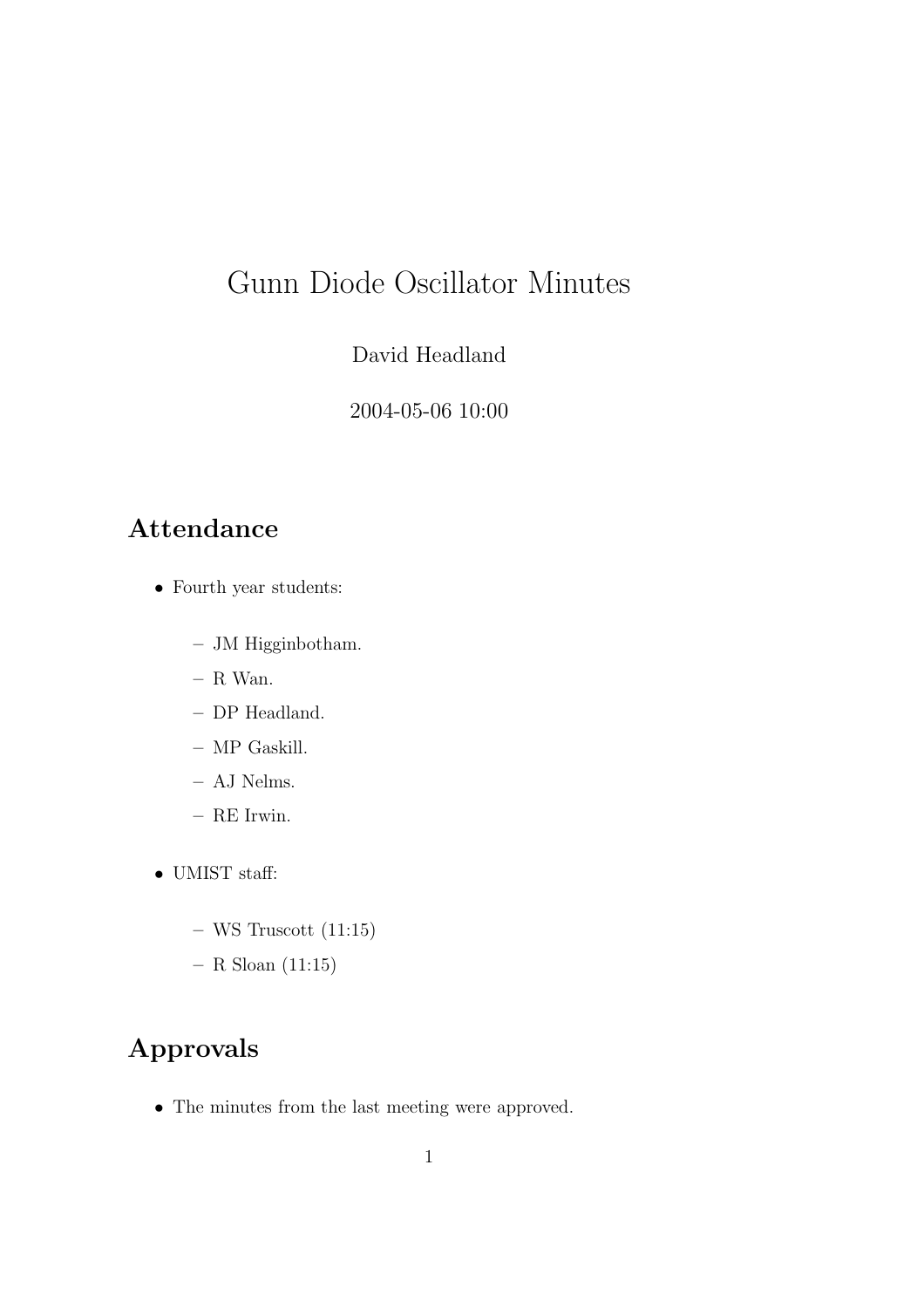# Gunn Diode Oscillator Minutes

David Headland

2004-05-06 10:00

## Attendance

- Fourth year students:
  - JM Higginbotham.
  - R Wan.
  - DP Headland.
  - MP Gaskill.
  - AJ Nelms.
  - RE Irwin.
- UMIST staff:
  - WS Truscott (11:15)
  - R Sloan (11:15)

## Approvals

- The minutes from the last meeting were approved.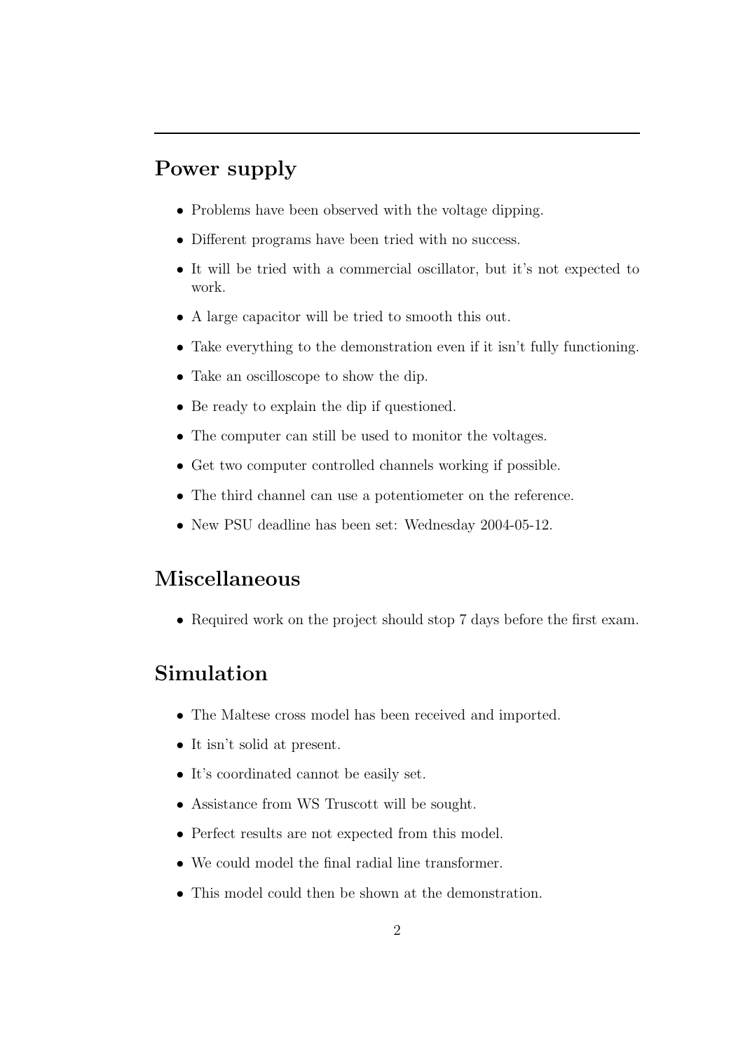## Power supply

- Problems have been observed with the voltage dipping.
- Different programs have been tried with no success.
- It will be tried with a commercial oscillator, but it's not expected to work.
- A large capacitor will be tried to smooth this out.
- Take everything to the demonstration even if it isn't fully functioning.
- Take an oscilloscope to show the dip.
- Be ready to explain the dip if questioned.
- The computer can still be used to monitor the voltages.
- Get two computer controlled channels working if possible.
- The third channel can use a potentiometer on the reference.
- New PSU deadline has been set: Wednesday 2004-05-12.

## Miscellaneous

- Required work on the project should stop 7 days before the first exam.

## Simulation

- The Maltese cross model has been received and imported.
- It isn't solid at present.
- It's coordinated cannot be easily set.
- Assistance from WS Truscott will be sought.
- Perfect results are not expected from this model.
- We could model the final radial line transformer.
- This model could then be shown at the demonstration.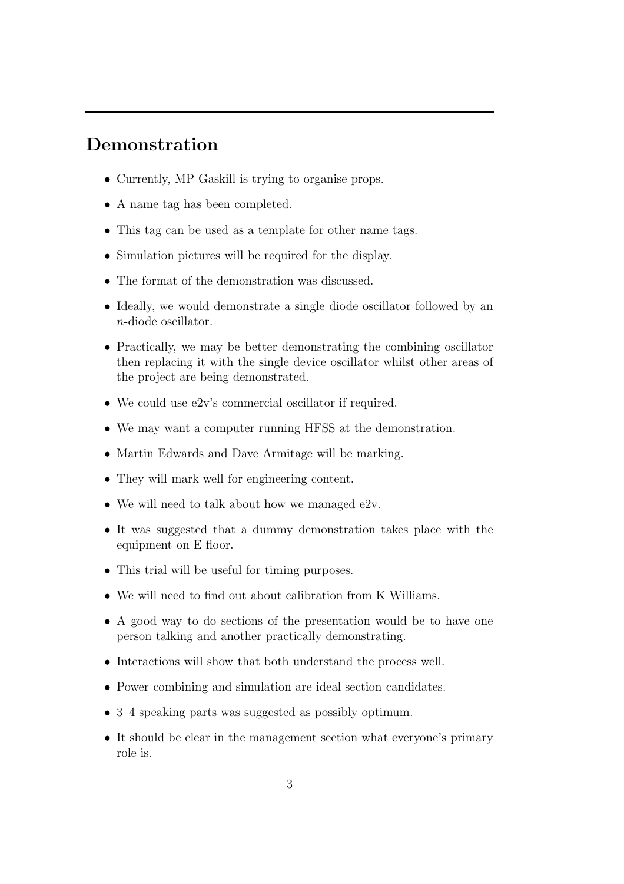## Demonstration

- Currently, MP Gaskill is trying to organise props.
- A name tag has been completed.
- This tag can be used as a template for other name tags.
- Simulation pictures will be required for the display.
- The format of the demonstration was discussed.
- Ideally, we would demonstrate a single diode oscillator followed by an $n$-diode oscillator.
- Practically, we may be better demonstrating the combining oscillator then replacing it with the single device oscillator whilst other areas of the project are being demonstrated.
- We could use e2v's commercial oscillator if required.
- We may want a computer running HFSS at the demonstration.
- Martin Edwards and Dave Armitage will be marking.
- They will mark well for engineering content.
- We will need to talk about how we managed e2v.
- It was suggested that a dummy demonstration takes place with the equipment on E floor.
- This trial will be useful for timing purposes.
- We will need to find out about calibration from K Williams.
- A good way to do sections of the presentation would be to have one person talking and another practically demonstrating.
- Interactions will show that both understand the process well.
- Power combining and simulation are ideal section candidates.
- 3–4 speaking parts was suggested as possibly optimum.
- It should be clear in the management section what everyone's primary role is.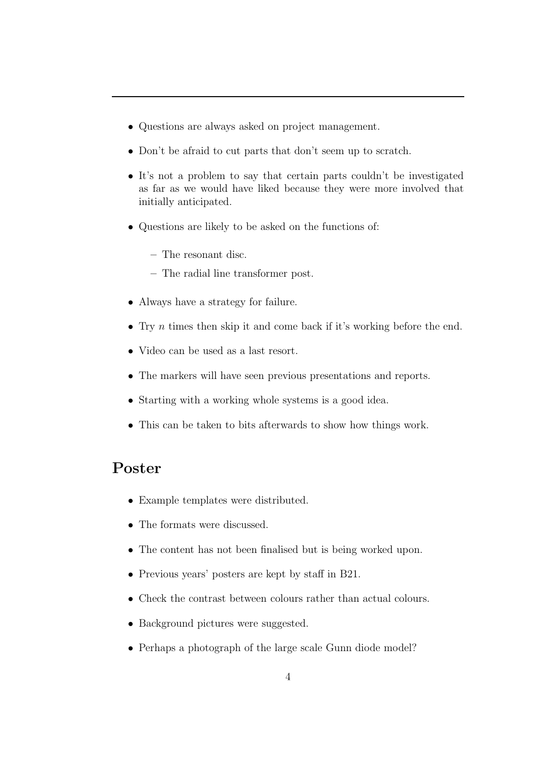---

- Questions are always asked on project management.
- Don't be afraid to cut parts that don't seem up to scratch.
- It's not a problem to say that certain parts couldn't be investigated as far as we would have liked because they were more involved that initially anticipated.
- Questions are likely to be asked on the functions of:
  - The resonant disc.
  - The radial line transformer post.
- Always have a strategy for failure.
- Try $n$ times then skip it and come back if it's working before the end.
- Video can be used as a last resort.
- The markers will have seen previous presentations and reports.
- Starting with a working whole systems is a good idea.
- This can be taken to bits afterwards to show how things work.

## Poster

- Example templates were distributed.
- The formats were discussed.
- The content has not been finalised but is being worked upon.
- Previous years' posters are kept by staff in B21.
- Check the contrast between colours rather than actual colours.
- Background pictures were suggested.
- Perhaps a photograph of the large scale Gunn diode model?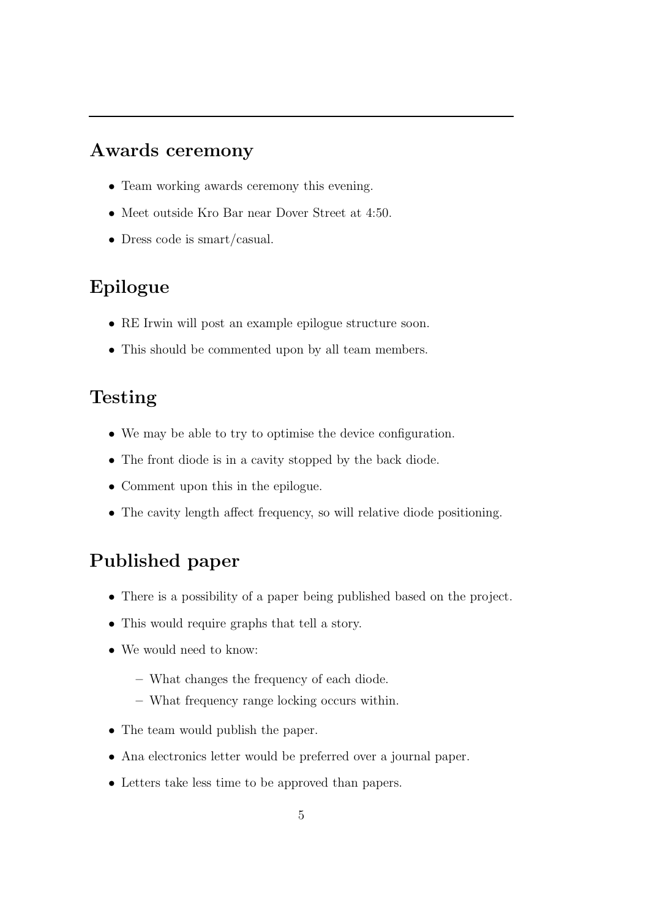## Awards ceremony

- Team working awards ceremony this evening.
- Meet outside Kro Bar near Dover Street at 4:50.
- Dress code is smart/casual.

## Epilogue

- RE Irwin will post an example epilogue structure soon.
- This should be commented upon by all team members.

## Testing

- We may be able to try to optimise the device configuration.
- The front diode is in a cavity stopped by the back diode.
- Comment upon this in the epilogue.
- The cavity length affect frequency, so will relative diode positioning.

## Published paper

- There is a possibility of a paper being published based on the project.
- This would require graphs that tell a story.
- We would need to know:
  - What changes the frequency of each diode.
  - What frequency range locking occurs within.
- The team would publish the paper.
- Ana electronics letter would be preferred over a journal paper.
- Letters take less time to be approved than papers.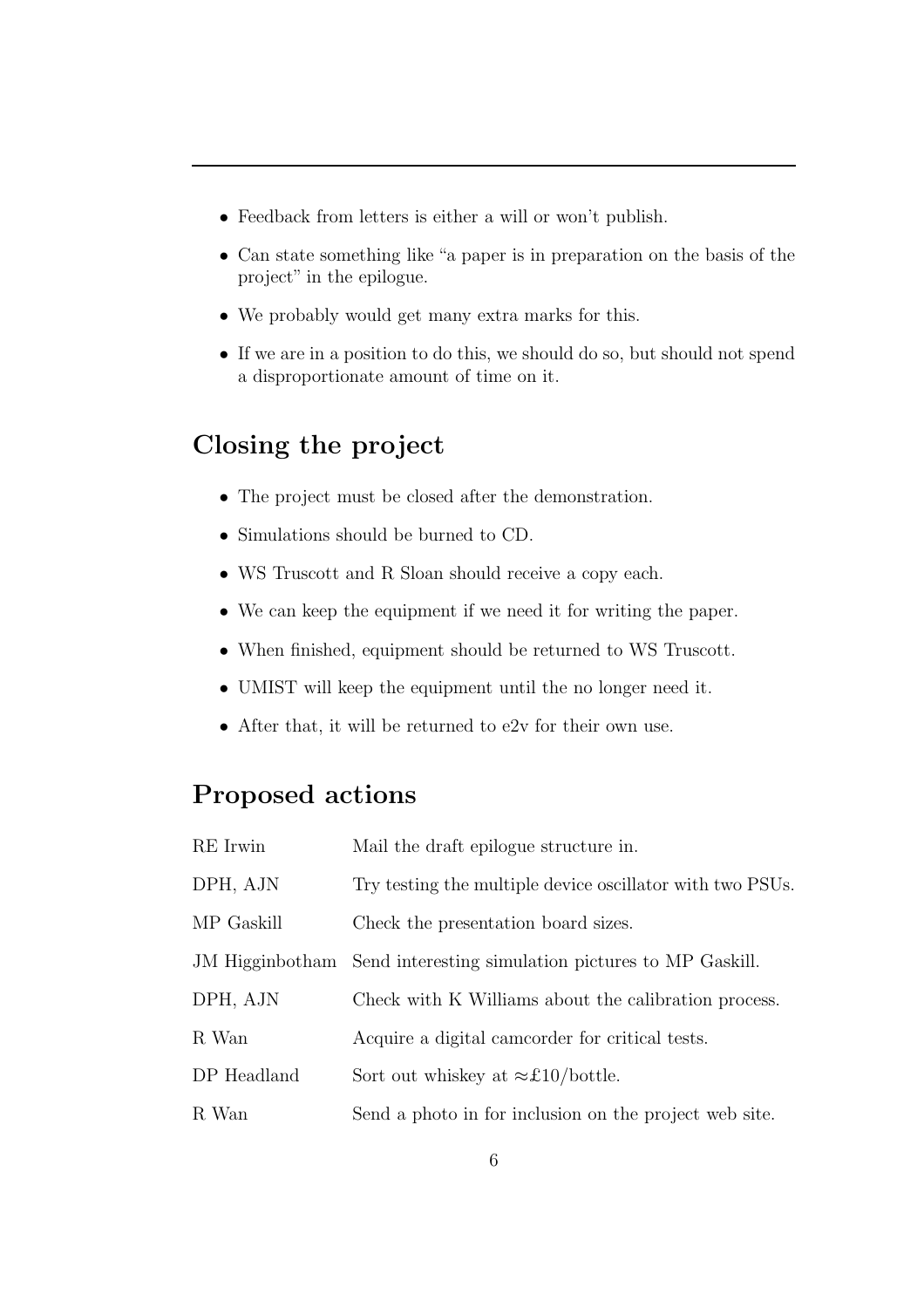- Feedback from letters is either a will or won't publish.
- Can state something like "a paper is in preparation on the basis of the project" in the epilogue.
- We probably would get many extra marks for this.
- If we are in a position to do this, we should do so, but should not spend a disproportionate amount of time on it.

## Closing the project

- The project must be closed after the demonstration.
- Simulations should be burned to CD.
- WS Truscott and R Sloan should receive a copy each.
- We can keep the equipment if we need it for writing the paper.
- When finished, equipment should be returned to WS Truscott.
- UMIST will keep the equipment until the no longer need it.
- After that, it will be returned to e2v for their own use.

## Proposed actions

| | |
|---|---|
| RE Irwin | Mail the draft epilogue structure in. |
| DPH, AJN | Try testing the multiple device oscillator with two PSUs. |
| MP Gaskill | Check the presentation board sizes. |
| JM Higginbotham | Send interesting simulation pictures to MP Gaskill. |
| DPH, AJN | Check with K Williams about the calibration process. |
| R Wan | Acquire a digital camcorder for critical tests. |
| DP Headland | Sort out whiskey at $\approx$£10/bottle. |
| R Wan | Send a photo in for inclusion on the project web site. |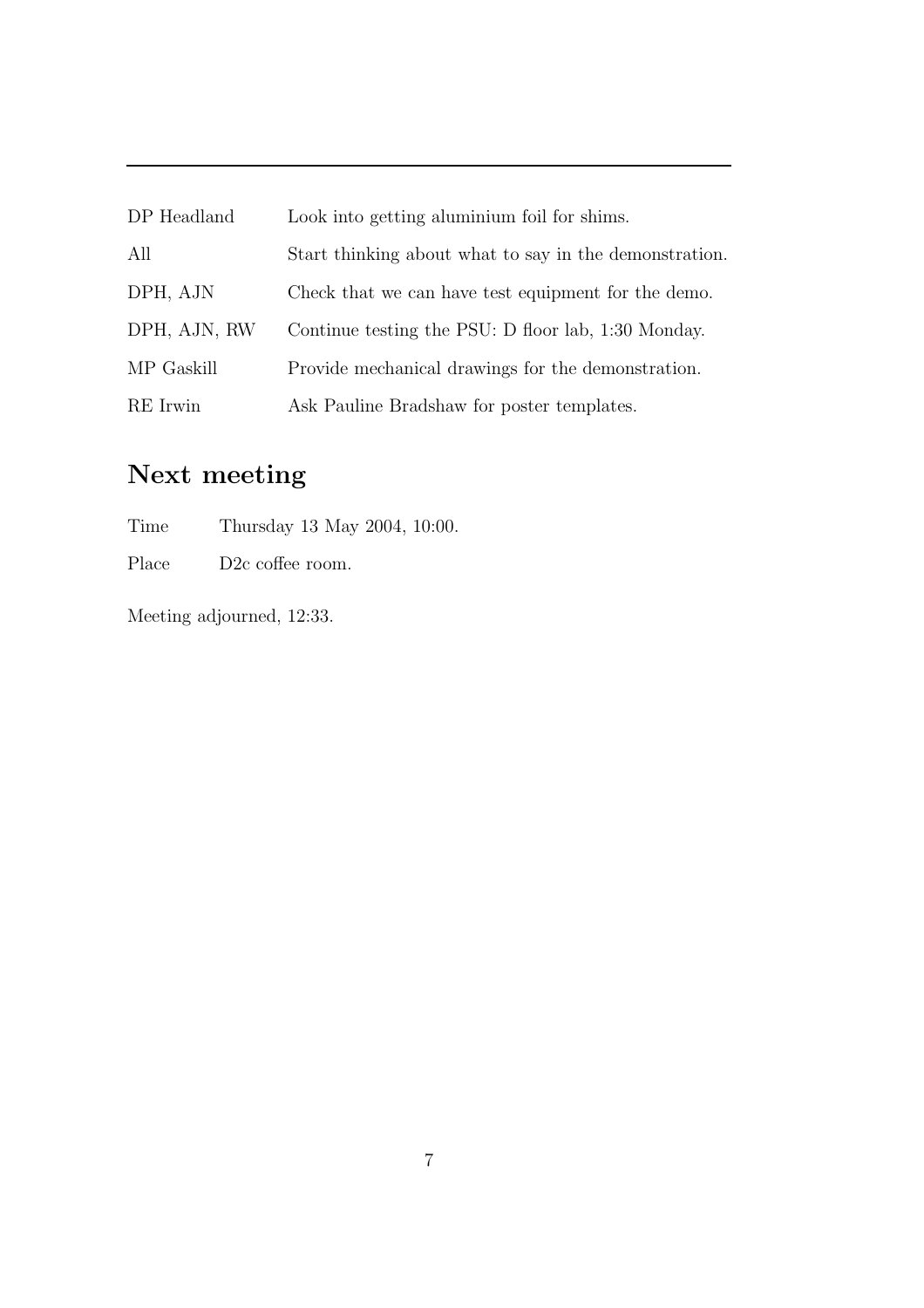---

| | |
|---|---|
| DP Headland | Look into getting aluminium foil for shims. |
| All | Start thinking about what to say in the demonstration. |
| DPH, AJN | Check that we can have test equipment for the demo. |
| DPH, AJN, RW | Continue testing the PSU: D floor lab, 1:30 Monday. |
| MP Gaskill | Provide mechanical drawings for the demonstration. |
| RE Irwin | Ask Pauline Bradshaw for poster templates. |

## Next meeting

| | |
|---|---|
| Time | Thursday 13 May 2004, 10:00. |
| Place | D2c coffee room. |

Meeting adjourned, 12:33.